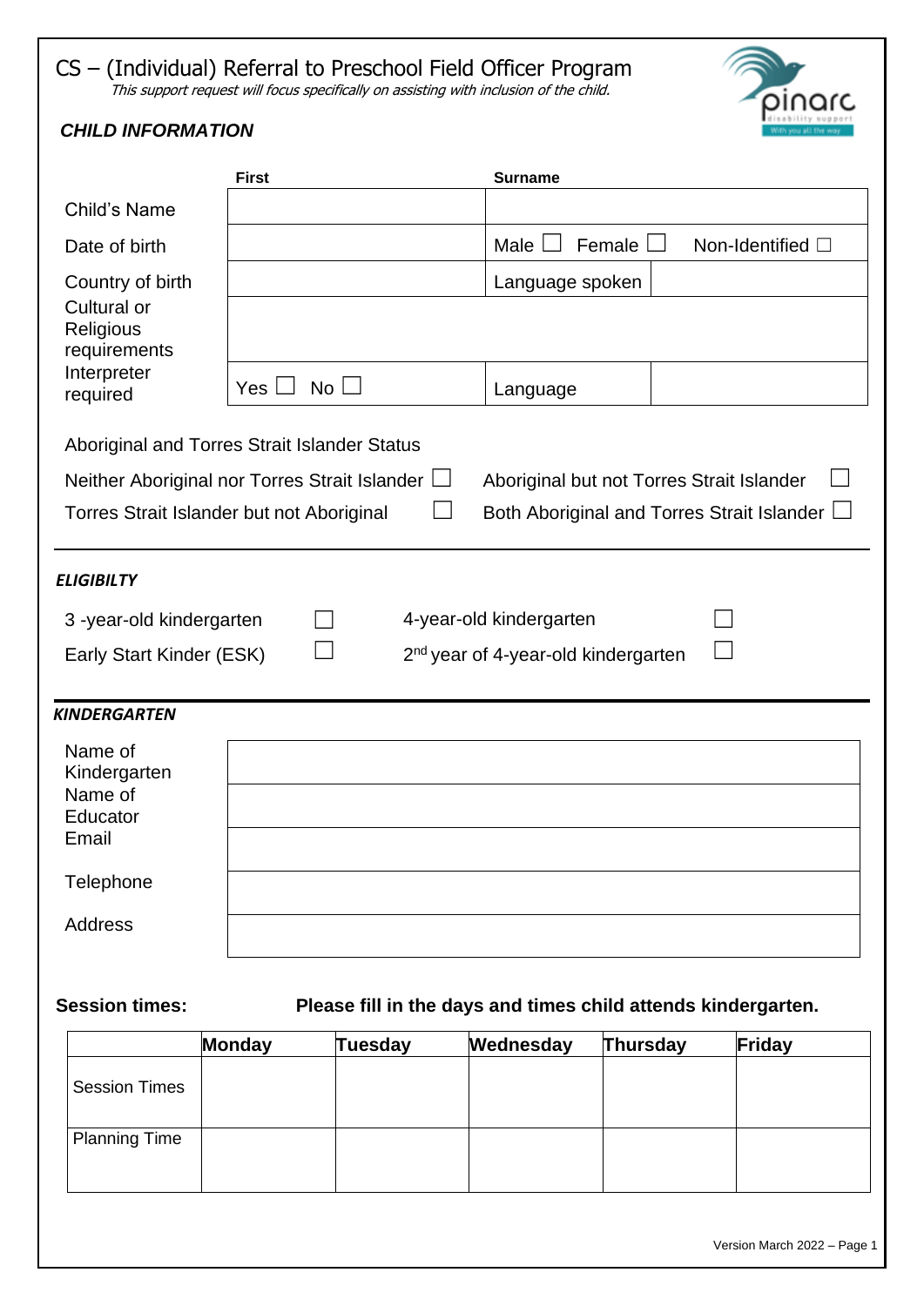# CS – (Individual) Referral to Preschool Field Officer Program

*This support request will focus specifically on assisting with inclusion of the child.*

## *CHILD INFORMATION*

| | First | Surname | |
|---|---|---|---|
| Child's Name | | | |
| Date of birth | | Male ☐ Female ☐ Non-Identified ☐ | |
| Country of birth | | Language spoken | |
| Cultural or Religious requirements | | | |
| Interpreter required | Yes ☐ No ☐ | Language | |

Aboriginal and Torres Strait Islander Status

Neither Aboriginal nor Torres Strait Islander ☐ Aboriginal but not Torres Strait Islander ☐

Torres Strait Islander but not Aboriginal ☐ Both Aboriginal and Torres Strait Islander ☐

## *ELIGIBILTY*

3 -year-old kindergarten ☐ 4-year-old kindergarten ☐

Early Start Kinder (ESK) ☐ 2nd year of 4-year-old kindergarten ☐

## *KINDERGARTEN*

| | |
|---|---|
| Name of Kindergarten | |
| Name of Educator | |
| Email | |
| Telephone | |
| Address | |

**Session times:** **Please fill in the days and times child attends kindergarten.**

| | Monday | Tuesday | Wednesday | Thursday | Friday |
|---|---|---|---|---|---|
| Session Times | | | | | |
| Planning Time | | | | | |

Version March 2022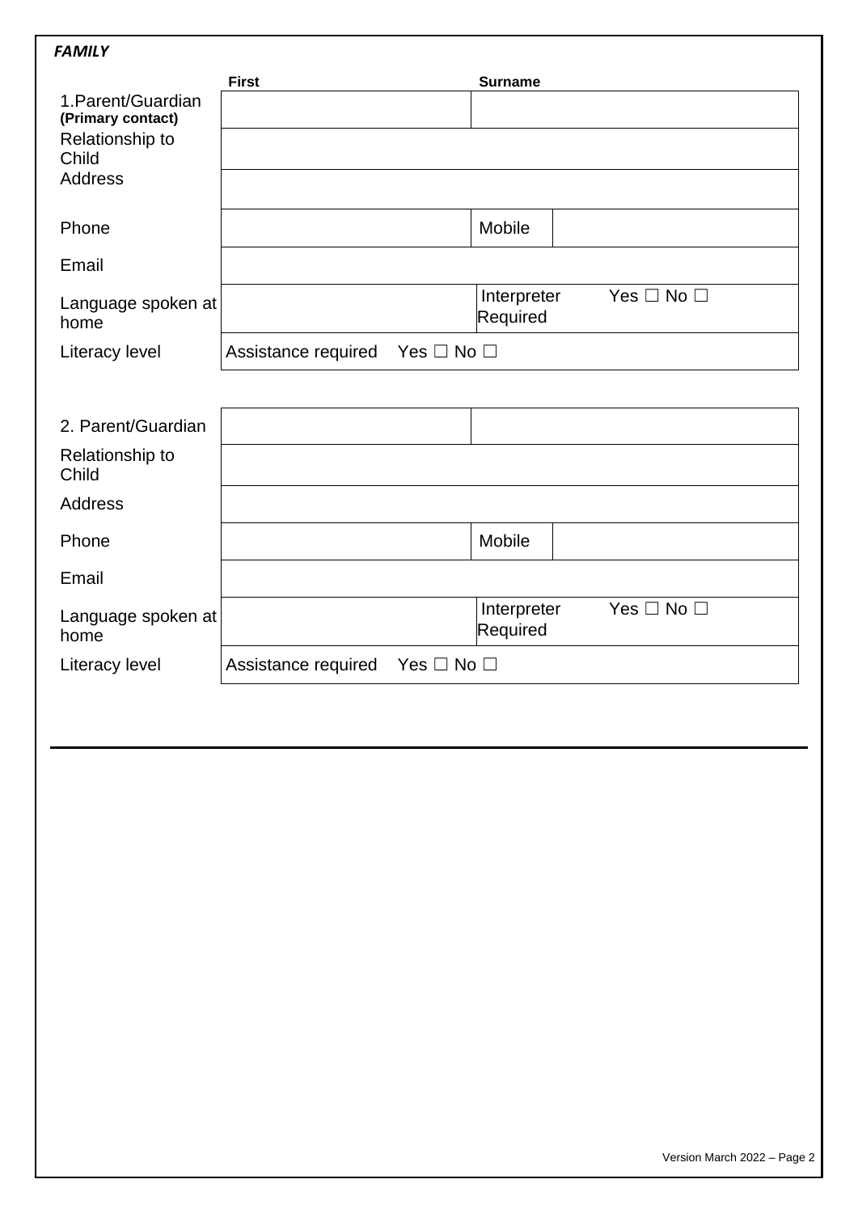***FAMILY***

| | First | Surname | | |
|---|---|---|---|---|
| 1.Parent/Guardian **(Primary contact)** | | | | |
| Relationship to Child | | | | |
| Address | | | | |
| Phone | | Mobile | | |
| Email | | | | |
| Language spoken at home | | Interpreter Required | Yes ☐ No ☐ | |
| Literacy level | Assistance required Yes ☐ No ☐ | | | |

| | | | | |
|---|---|---|---|---|
| 2. Parent/Guardian | | | | |
| Relationship to Child | | | | |
| Address | | | | |
| Phone | | Mobile | | |
| Email | | | | |
| Language spoken at home | | Interpreter Required | Yes ☐ No ☐ | |
| Literacy level | Assistance required Yes ☐ No ☐ | | | |

Version March 2022 – Page 2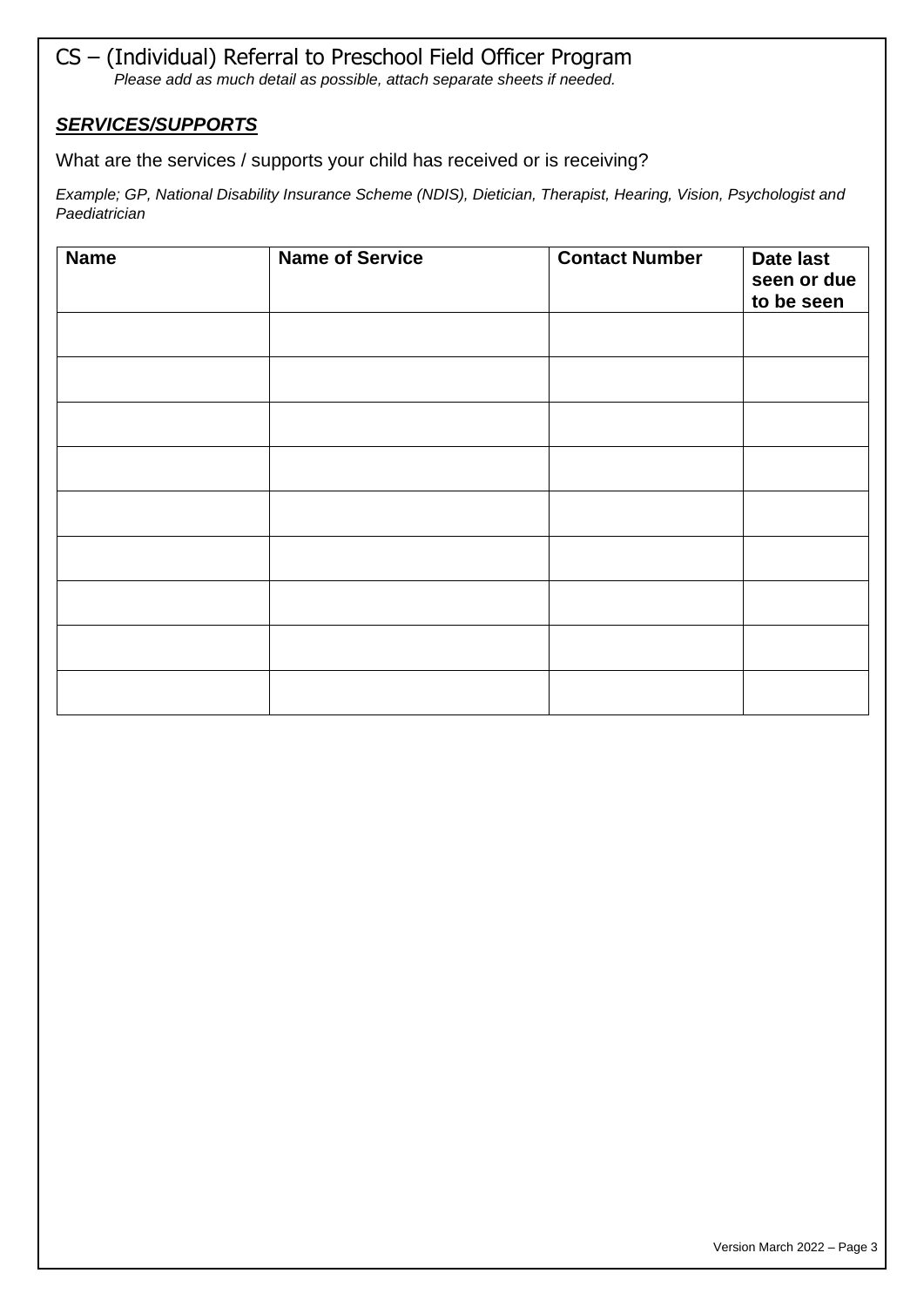# CS – (Individual) Referral to Preschool Field Officer Program

*Please add as much detail as possible, attach separate sheets if needed.*

## ***SERVICES/SUPPORTS***

What are the services / supports your child has received or is receiving?

*Example; GP, National Disability Insurance Scheme (NDIS), Dietician, Therapist, Hearing, Vision, Psychologist and Paediatrician*

| Name | Name of Service | Contact Number | Date last seen or due to be seen |
|---|---|---|---|
| | | | |
| | | | |
| | | | |
| | | | |
| | | | |
| | | | |
| | | | |
| | | | |
| | | | |

Version March 2022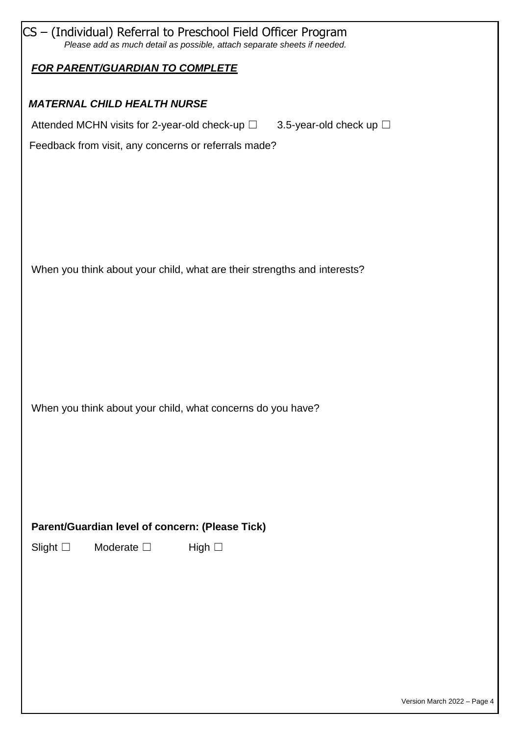# CS – (Individual) Referral to Preschool Field Officer Program

*Please add as much detail as possible, attach separate sheets if needed.*

***FOR PARENT/GUARDIAN TO COMPLETE***

***MATERNAL CHILD HEALTH NURSE***

Attended MCHN visits for 2-year-old check-up ☐ 3.5-year-old check up ☐

Feedback from visit, any concerns or referrals made?

When you think about your child, what are their strengths and interests?

When you think about your child, what concerns do you have?

**Parent/Guardian level of concern: (Please Tick)**

Slight ☐ Moderate ☐ High ☐

Version March 2022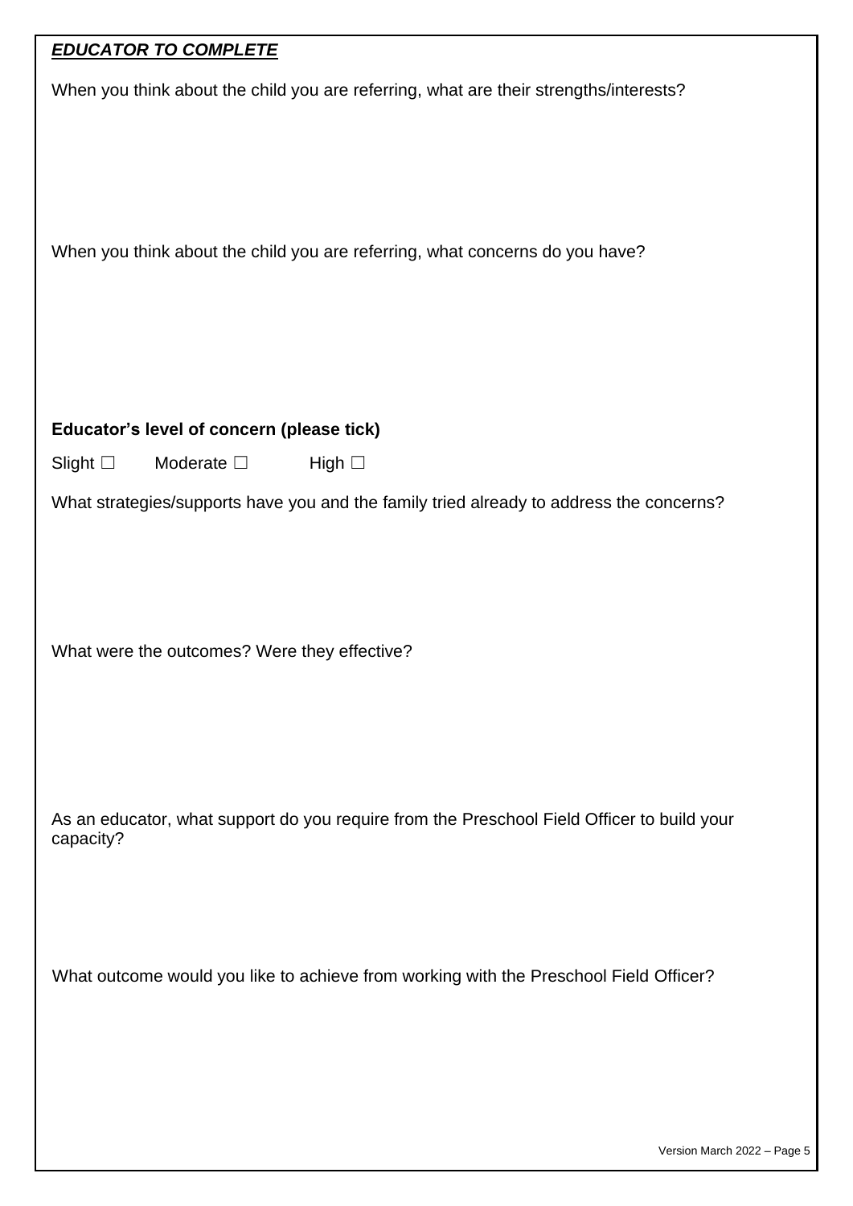***EDUCATOR TO COMPLETE***

When you think about the child you are referring, what are their strengths/interests?

When you think about the child you are referring, what concerns do you have?

**Educator's level of concern (please tick)**

Slight ☐ Moderate ☐ High ☐

What strategies/supports have you and the family tried already to address the concerns?

What were the outcomes? Were they effective?

As an educator, what support do you require from the Preschool Field Officer to build your capacity?

What outcome would you like to achieve from working with the Preschool Field Officer?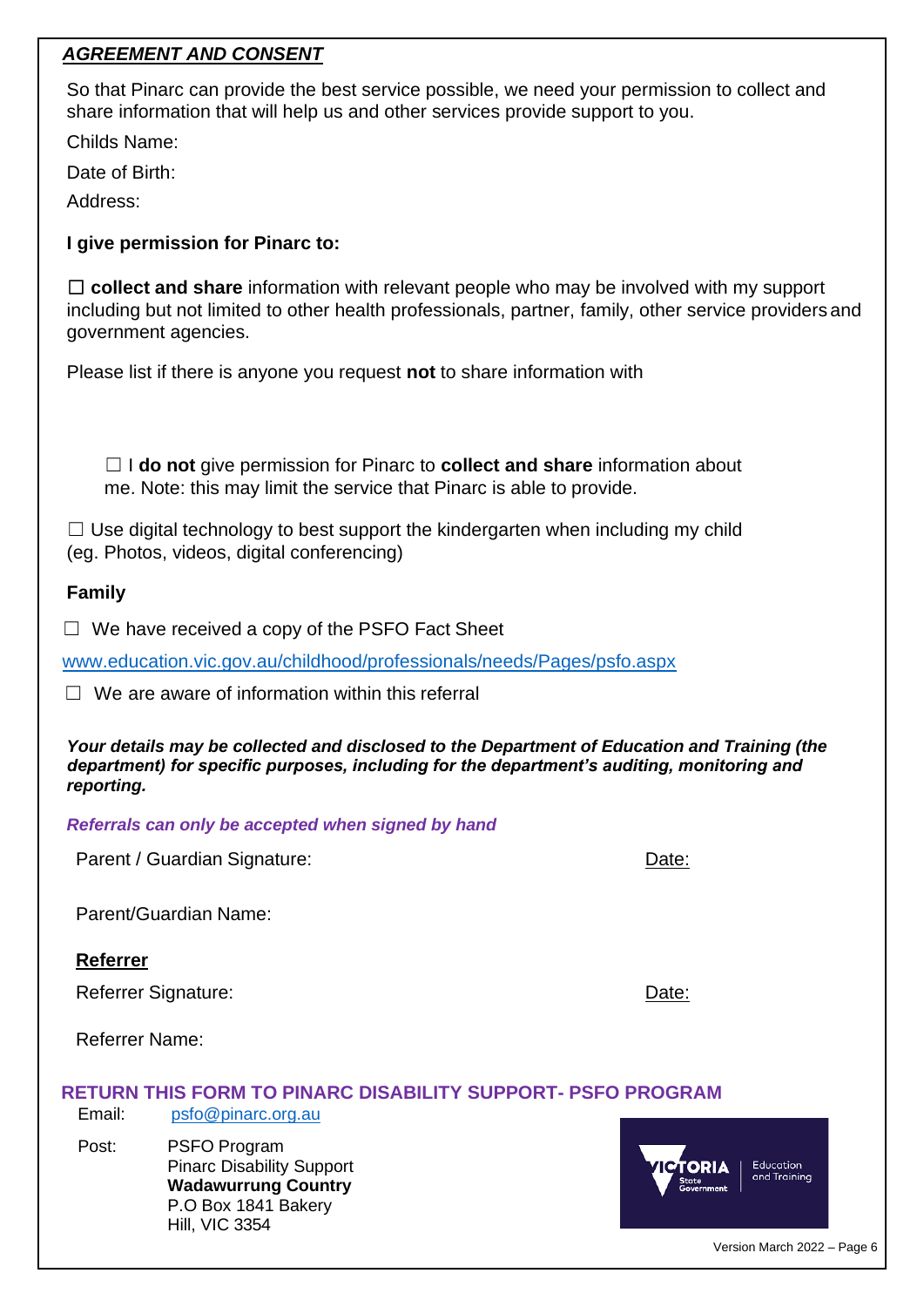***AGREEMENT AND CONSENT***

So that Pinarc can provide the best service possible, we need your permission to collect and share information that will help us and other services provide support to you.

Childs Name:

Date of Birth:

Address:

**I give permission for Pinarc to:**

☐ **collect and share** information with relevant people who may be involved with my support including but not limited to other health professionals, partner, family, other service providers and government agencies.

Please list if there is anyone you request **not** to share information with

☐ I **do not** give permission for Pinarc to **collect and share** information about me. Note: this may limit the service that Pinarc is able to provide.

☐ Use digital technology to best support the kindergarten when including my child (eg. Photos, videos, digital conferencing)

**Family**

☐ We have received a copy of the PSFO Fact Sheet

www.education.vic.gov.au/childhood/professionals/needs/Pages/psfo.aspx

☐ We are aware of information within this referral

***Your details may be collected and disclosed to the Department of Education and Training (the department) for specific purposes, including for the department's auditing, monitoring and reporting.***

***Referrals can only be accepted when signed by hand***

Parent / Guardian Signature: Date:

Parent/Guardian Name:

**Referrer**

Referrer Signature: Date:

Referrer Name:

**RETURN THIS FORM TO PINARC DISABILITY SUPPORT- PSFO PROGRAM**

Email: psfo@pinarc.org.au

Post: PSFO Program
Pinarc Disability Support
**Wadawurrung Country**
P.O Box 1841 Bakery Hill, VIC 3354

VICTORIA State Government | Education and Training

Version March 2022